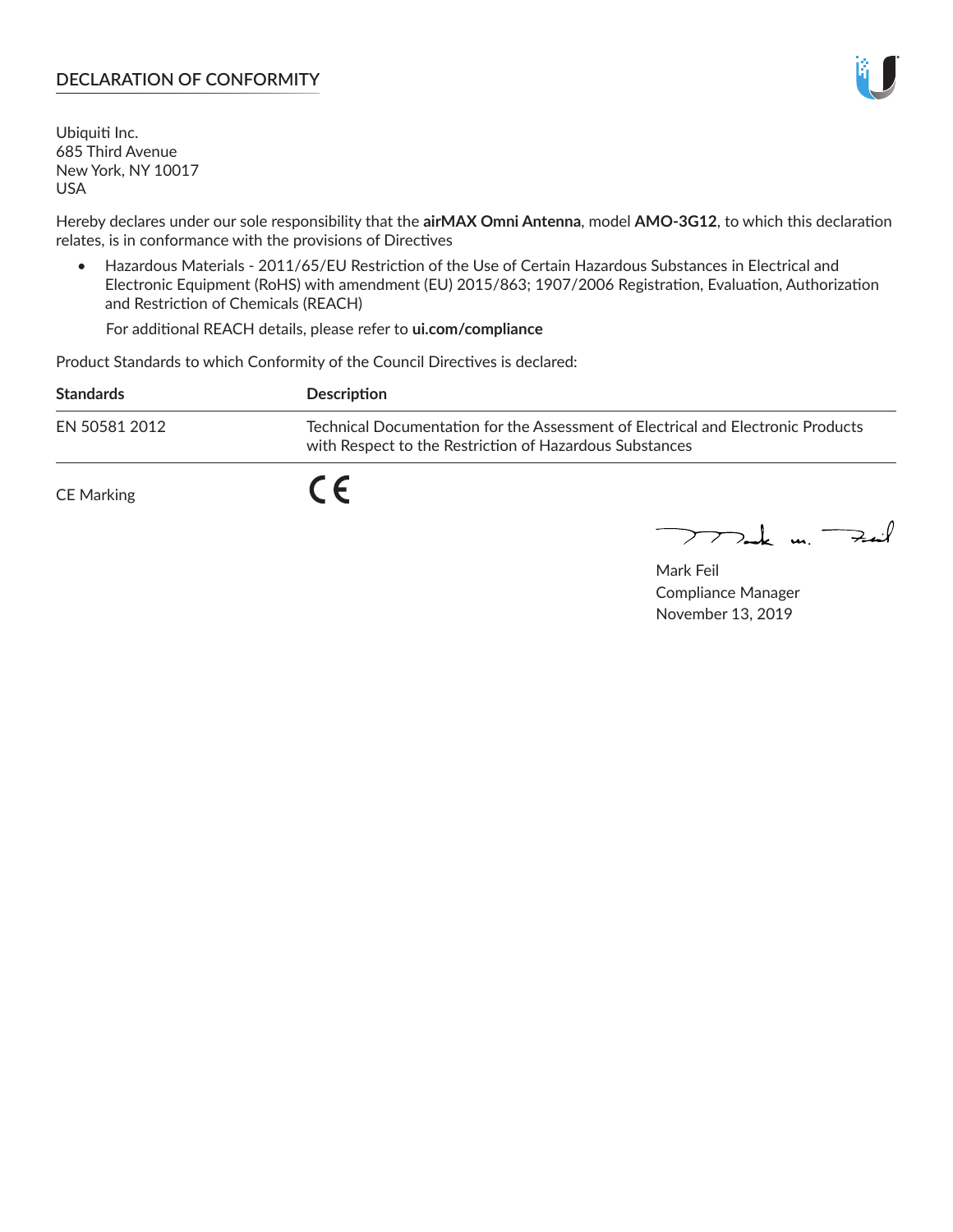# DECLARATION OF CONFORMITY

Ubiquiti Inc.
685 Third Avenue
New York, NY 10017
USA

Hereby declares under our sole responsibility that the **airMAX Omni Antenna**, model **AMO-3G12**, to which this declaration relates, is in conformance with the provisions of Directives

- Hazardous Materials - 2011/65/EU Restriction of the Use of Certain Hazardous Substances in Electrical and Electronic Equipment (RoHS) with amendment (EU) 2015/863; 1907/2006 Registration, Evaluation, Authorization and Restriction of Chemicals (REACH)

  For additional REACH details, please refer to **ui.com/compliance**

Product Standards to which Conformity of the Council Directives is declared:

| Standards | Description |
| --- | --- |
| EN 50581 2012 | Technical Documentation for the Assessment of Electrical and Electronic Products with Respect to the Restriction of Hazardous Substances |

CE Marking CE

Mark Feil
Compliance Manager
November 13, 2019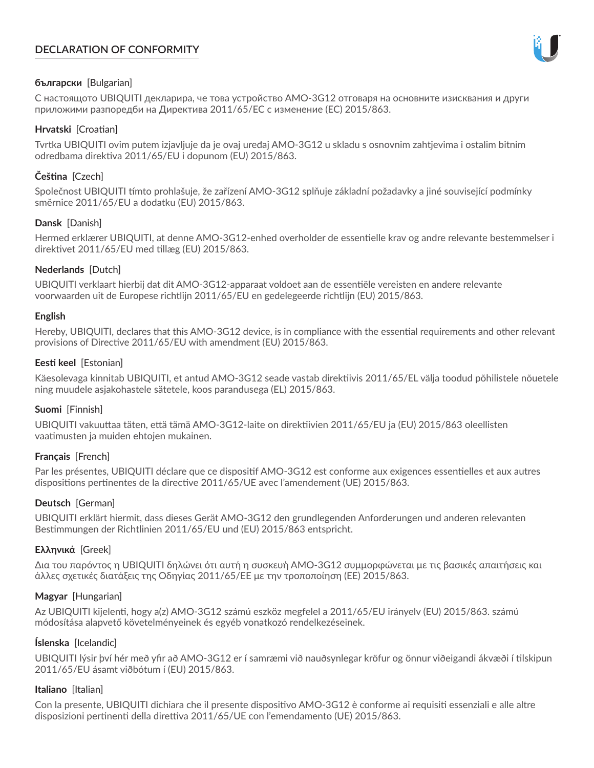# DECLARATION OF CONFORMITY

**български** [Bulgarian]

С настоящото UBIQUITI декларира, че това устройство AMO-3G12 отговаря на основните изисквания и други приложими разпоредби на Директива 2011/65/ЕС с изменение (ЕС) 2015/863.

**Hrvatski** [Croatian]

Tvrtka UBIQUITI ovim putem izjavljuje da je ovaj uređaj AMO-3G12 u skladu s osnovnim zahtjevima i ostalim bitnim odredbama direktiva 2011/65/EU i dopunom (EU) 2015/863.

**Čeština** [Czech]

Společnost UBIQUITI tímto prohlašuje, že zařízení AMO-3G12 splňuje základní požadavky a jiné související podmínky směrnice 2011/65/EU a dodatku (EU) 2015/863.

**Dansk** [Danish]

Hermed erklærer UBIQUITI, at denne AMO-3G12-enhed overholder de essentielle krav og andre relevante bestemmelser i direktivet 2011/65/EU med tillæg (EU) 2015/863.

**Nederlands** [Dutch]

UBIQUITI verklaart hierbij dat dit AMO-3G12-apparaat voldoet aan de essentiële vereisten en andere relevante voorwaarden uit de Europese richtlijn 2011/65/EU en gedelegeerde richtlijn (EU) 2015/863.

**English**

Hereby, UBIQUITI, declares that this AMO-3G12 device, is in compliance with the essential requirements and other relevant provisions of Directive 2011/65/EU with amendment (EU) 2015/863.

**Eesti keel** [Estonian]

Käesolevaga kinnitab UBIQUITI, et antud AMO-3G12 seade vastab direktiivis 2011/65/EL välja toodud põhilistele nõuetele ning muudele asjakohastele sätetele, koos parandusega (EL) 2015/863.

**Suomi** [Finnish]

UBIQUITI vakuuttaa täten, että tämä AMO-3G12-laite on direktiivien 2011/65/EU ja (EU) 2015/863 oleellisten vaatimusten ja muiden ehtojen mukainen.

**Français** [French]

Par les présentes, UBIQUITI déclare que ce dispositif AMO-3G12 est conforme aux exigences essentielles et aux autres dispositions pertinentes de la directive 2011/65/UE avec l'amendement (UE) 2015/863.

**Deutsch** [German]

UBIQUITI erklärt hiermit, dass dieses Gerät AMO-3G12 den grundlegenden Anforderungen und anderen relevanten Bestimmungen der Richtlinien 2011/65/EU und (EU) 2015/863 entspricht.

**Ελληνικά** [Greek]

Δια του παρόντος η UBIQUITI δηλώνει ότι αυτή η συσκευή AMO-3G12 συμμορφώνεται με τις βασικές απαιτήσεις και άλλες σχετικές διατάξεις της Οδηγίας 2011/65/ΕΕ με την τροποποίηση (ΕΕ) 2015/863.

**Magyar** [Hungarian]

Az UBIQUITI kijelenti, hogy a(z) AMO-3G12 számú eszköz megfelel a 2011/65/EU irányelv (EU) 2015/863. számú módosítása alapvető követelményeinek és egyéb vonatkozó rendelkezéseinek.

**Íslenska** [Icelandic]

UBIQUITI lýsir því hér með yfir að AMO-3G12 er í samræmi við nauðsynlegar kröfur og önnur viðeigandi ákvæði í tilskipun 2011/65/EU ásamt viðbótum í (EU) 2015/863.

**Italiano** [Italian]

Con la presente, UBIQUITI dichiara che il presente dispositivo AMO-3G12 è conforme ai requisiti essenziali e alle altre disposizioni pertinenti della direttiva 2011/65/UE con l'emendamento (UE) 2015/863.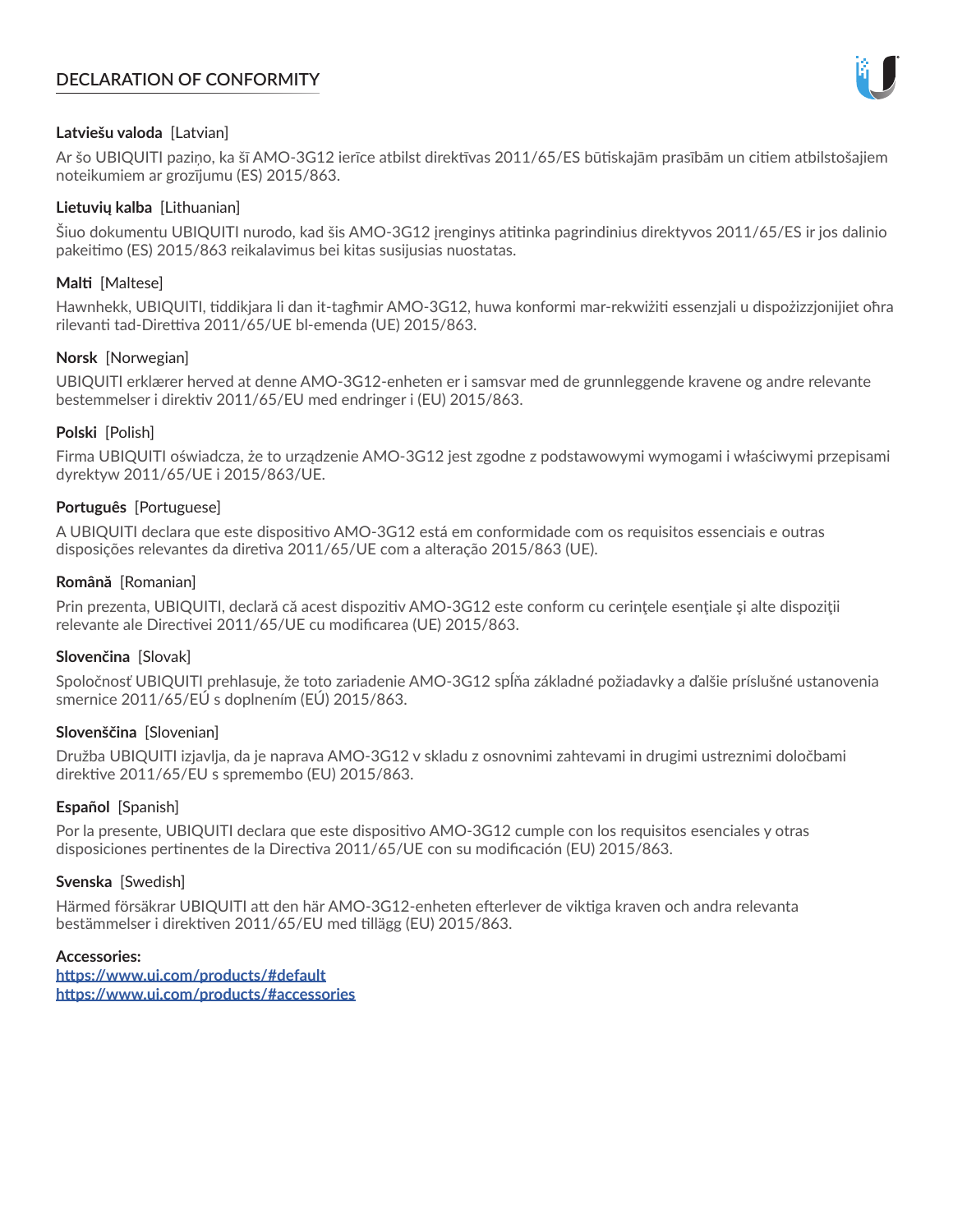## DECLARATION OF CONFORMITY

**Latviešu valoda** [Latvian]

Ar šo UBIQUITI paziņo, ka šī AMO-3G12 ierīce atbilst direktīvas 2011/65/ES būtiskajām prasībām un citiem atbilstošajiem noteikumiem ar grozījumu (ES) 2015/863.

**Lietuvių kalba** [Lithuanian]

Šiuo dokumentu UBIQUITI nurodo, kad šis AMO-3G12 įrenginys atitinka pagrindinius direktyvos 2011/65/ES ir jos dalinio pakeitimo (ES) 2015/863 reikalavimus bei kitas susijusias nuostatas.

**Malti** [Maltese]

Hawnhekk, UBIQUITI, tiddikjara li dan it-tagħmir AMO-3G12, huwa konformi mar-rekwiżiti essenzjali u dispożizzjonijiet oħra rilevanti tad-Direttiva 2011/65/UE bl-emenda (UE) 2015/863.

**Norsk** [Norwegian]

UBIQUITI erklærer herved at denne AMO-3G12-enheten er i samsvar med de grunnleggende kravene og andre relevante bestemmelser i direktiv 2011/65/EU med endringer i (EU) 2015/863.

**Polski** [Polish]

Firma UBIQUITI oświadcza, że to urządzenie AMO-3G12 jest zgodne z podstawowymi wymogami i właściwymi przepisami dyrektyw 2011/65/UE i 2015/863/UE.

**Português** [Portuguese]

A UBIQUITI declara que este dispositivo AMO-3G12 está em conformidade com os requisitos essenciais e outras disposições relevantes da diretiva 2011/65/UE com a alteração 2015/863 (UE).

**Română** [Romanian]

Prin prezenta, UBIQUITI, declară că acest dispozitiv AMO-3G12 este conform cu cerinţele esenţiale şi alte dispoziţii relevante ale Directivei 2011/65/UE cu modificarea (UE) 2015/863.

**Slovenčina** [Slovak]

Spoločnosť UBIQUITI prehlasuje, že toto zariadenie AMO-3G12 spĺňa základné požiadavky a ďalšie príslušné ustanovenia smernice 2011/65/EÚ s doplnením (EÚ) 2015/863.

**Slovenščina** [Slovenian]

Družba UBIQUITI izjavlja, da je naprava AMO-3G12 v skladu z osnovnimi zahtevami in drugimi ustreznimi določbami direktive 2011/65/EU s spremembo (EU) 2015/863.

**Español** [Spanish]

Por la presente, UBIQUITI declara que este dispositivo AMO-3G12 cumple con los requisitos esenciales y otras disposiciones pertinentes de la Directiva 2011/65/UE con su modificación (EU) 2015/863.

**Svenska** [Swedish]

Härmed försäkrar UBIQUITI att den här AMO-3G12-enheten efterlever de viktiga kraven och andra relevanta bestämmelser i direktiven 2011/65/EU med tillägg (EU) 2015/863.

**Accessories:**
**https://www.ui.com/products/#default**
**https://www.ui.com/products/#accessories**